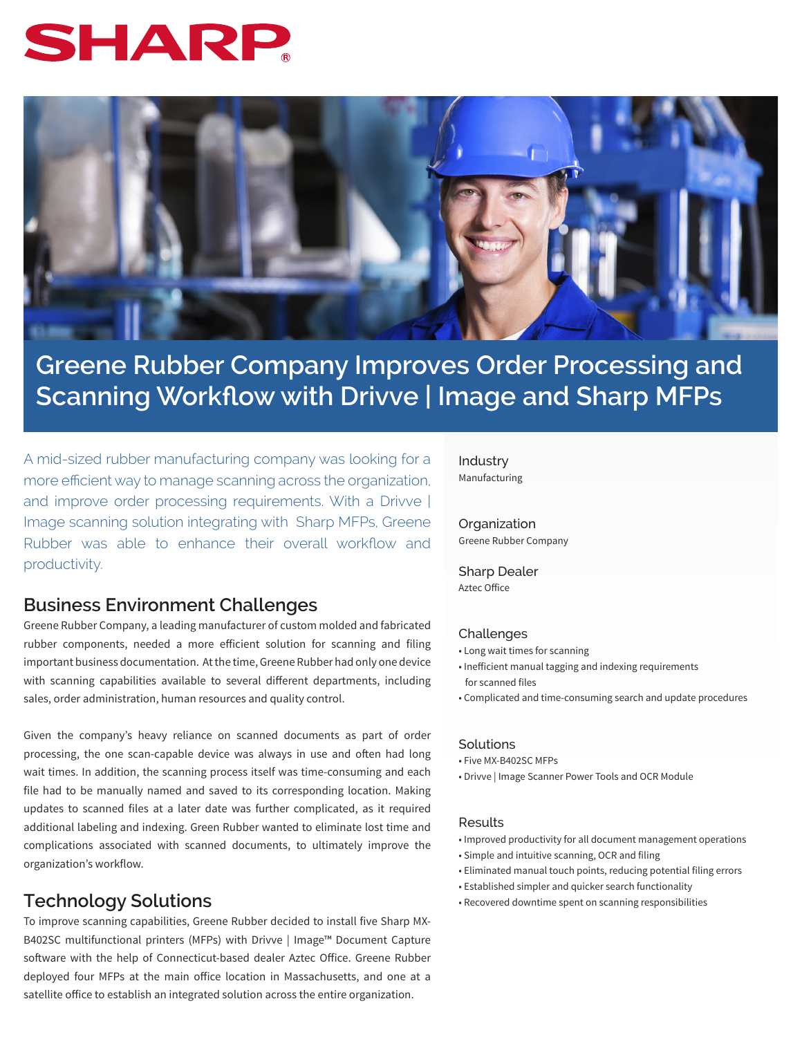SHARP

# Greene Rubber Company Improves Order Processing and Scanning Workflow with Drivve | Image and Sharp MFPs

A mid-sized rubber manufacturing company was looking for a more efficient way to manage scanning across the organization, and improve order processing requirements. With a Drivve | Image scanning solution integrating with Sharp MFPs, Greene Rubber was able to enhance their overall workflow and productivity.

### Industry
Manufacturing

### Organization
Greene Rubber Company

### Sharp Dealer
Aztec Office

### Challenges
- Long wait times for scanning
- Inefficient manual tagging and indexing requirements for scanned files
- Complicated and time-consuming search and update procedures

### Solutions
- Five MX-B402SC MFPs
- Drivve | Image Scanner Power Tools and OCR Module

### Results
- Improved productivity for all document management operations
- Simple and intuitive scanning, OCR and filing
- Eliminated manual touch points, reducing potential filing errors
- Established simpler and quicker search functionality
- Recovered downtime spent on scanning responsibilities

## Business Environment Challenges

Greene Rubber Company, a leading manufacturer of custom molded and fabricated rubber components, needed a more efficient solution for scanning and filing important business documentation. At the time, Greene Rubber had only one device with scanning capabilities available to several different departments, including sales, order administration, human resources and quality control.

Given the company's heavy reliance on scanned documents as part of order processing, the one scan-capable device was always in use and often had long wait times. In addition, the scanning process itself was time-consuming and each file had to be manually named and saved to its corresponding location. Making updates to scanned files at a later date was further complicated, as it required additional labeling and indexing. Green Rubber wanted to eliminate lost time and complications associated with scanned documents, to ultimately improve the organization's workflow.

## Technology Solutions

To improve scanning capabilities, Greene Rubber decided to install five Sharp MX-B402SC multifunctional printers (MFPs) with Drivve | Image™ Document Capture software with the help of Connecticut-based dealer Aztec Office. Greene Rubber deployed four MFPs at the main office location in Massachusetts, and one at a satellite office to establish an integrated solution across the entire organization.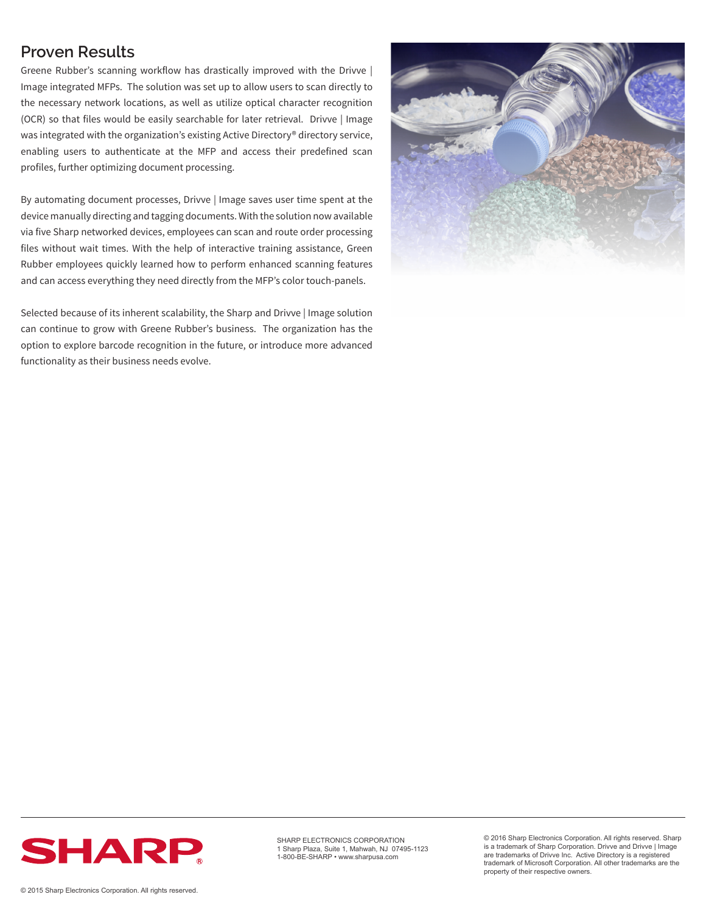## Proven Results

Greene Rubber's scanning workflow has drastically improved with the Drivve | Image integrated MFPs. The solution was set up to allow users to scan directly to the necessary network locations, as well as utilize optical character recognition (OCR) so that files would be easily searchable for later retrieval. Drivve | Image was integrated with the organization's existing Active Directory® directory service, enabling users to authenticate at the MFP and access their predefined scan profiles, further optimizing document processing.

By automating document processes, Drivve | Image saves user time spent at the device manually directing and tagging documents. With the solution now available via five Sharp networked devices, employees can scan and route order processing files without wait times. With the help of interactive training assistance, Green Rubber employees quickly learned how to perform enhanced scanning features and can access everything they need directly from the MFP's color touch-panels.

Selected because of its inherent scalability, the Sharp and Drivve | Image solution can continue to grow with Greene Rubber's business. The organization has the option to explore barcode recognition in the future, or introduce more advanced functionality as their business needs evolve.

SHARP ELECTRONICS CORPORATION
1 Sharp Plaza, Suite 1, Mahwah, NJ 07495-1123
1-800-BE-SHARP • www.sharpusa.com

© 2016 Sharp Electronics Corporation. All rights reserved. Sharp is a trademark of Sharp Corporation. Drivve and Drivve | Image are trademarks of Drivve Inc. Active Directory is a registered trademark of Microsoft Corporation. All other trademarks are the property of their respective owners.

© 2015 Sharp Electronics Corporation. All rights reserved.